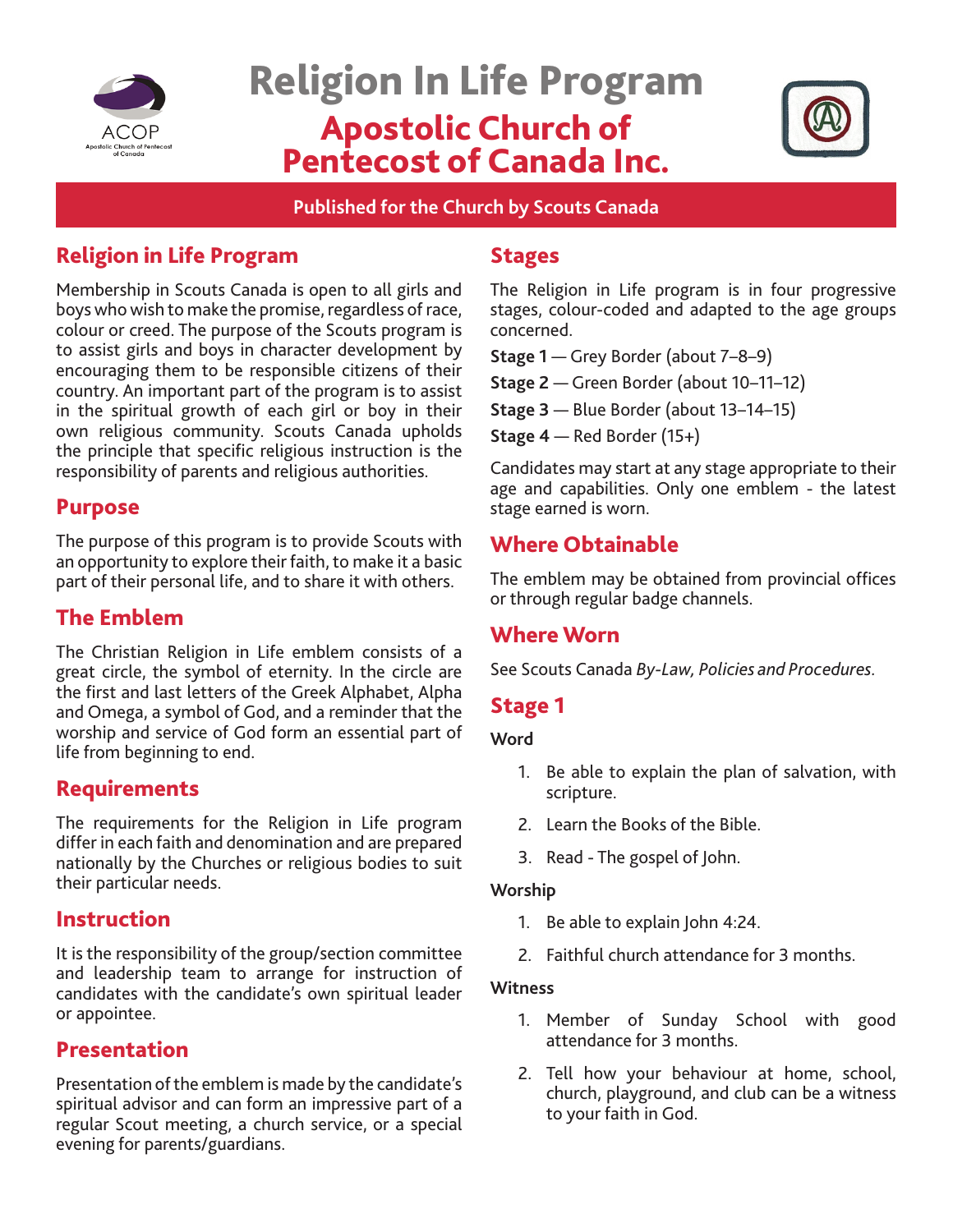# Religion In Life Program

## Apostolic Church of Pentecost of Canada Inc.

**Published for the Church by Scouts Canada**

## Religion in Life Program

Membership in Scouts Canada is open to all girls and boys who wish to make the promise, regardless of race, colour or creed. The purpose of the Scouts program is to assist girls and boys in character development by encouraging them to be responsible citizens of their country. An important part of the program is to assist in the spiritual growth of each girl or boy in their own religious community. Scouts Canada upholds the principle that specific religious instruction is the responsibility of parents and religious authorities.

## Purpose

The purpose of this program is to provide Scouts with an opportunity to explore their faith, to make it a basic part of their personal life, and to share it with others.

## The Emblem

The Christian Religion in Life emblem consists of a great circle, the symbol of eternity. In the circle are the first and last letters of the Greek Alphabet, Alpha and Omega, a symbol of God, and a reminder that the worship and service of God form an essential part of life from beginning to end.

## Requirements

The requirements for the Religion in Life program differ in each faith and denomination and are prepared nationally by the Churches or religious bodies to suit their particular needs.

## Instruction

It is the responsibility of the group/section committee and leadership team to arrange for instruction of candidates with the candidate's own spiritual leader or appointee.

## Presentation

Presentation of the emblem is made by the candidate's spiritual advisor and can form an impressive part of a regular Scout meeting, a church service, or a special evening for parents/guardians.

## Stages

The Religion in Life program is in four progressive stages, colour-coded and adapted to the age groups concerned.

**Stage 1** — Grey Border (about 7–8–9)

**Stage 2** — Green Border (about 10–11–12)

**Stage 3** — Blue Border (about 13–14–15)

**Stage 4** — Red Border (15+)

Candidates may start at any stage appropriate to their age and capabilities. Only one emblem - the latest stage earned is worn.

## Where Obtainable

The emblem may be obtained from provincial offices or through regular badge channels.

## Where Worn

See Scouts Canada *By-Law, Policies and Procedures*.

## Stage 1

**Word**

1. Be able to explain the plan of salvation, with scripture.
2. Learn the Books of the Bible.
3. Read - The gospel of John.

**Worship**

1. Be able to explain John 4:24.
2. Faithful church attendance for 3 months.

**Witness**

1. Member of Sunday School with good attendance for 3 months.
2. Tell how your behaviour at home, school, church, playground, and club can be a witness to your faith in God.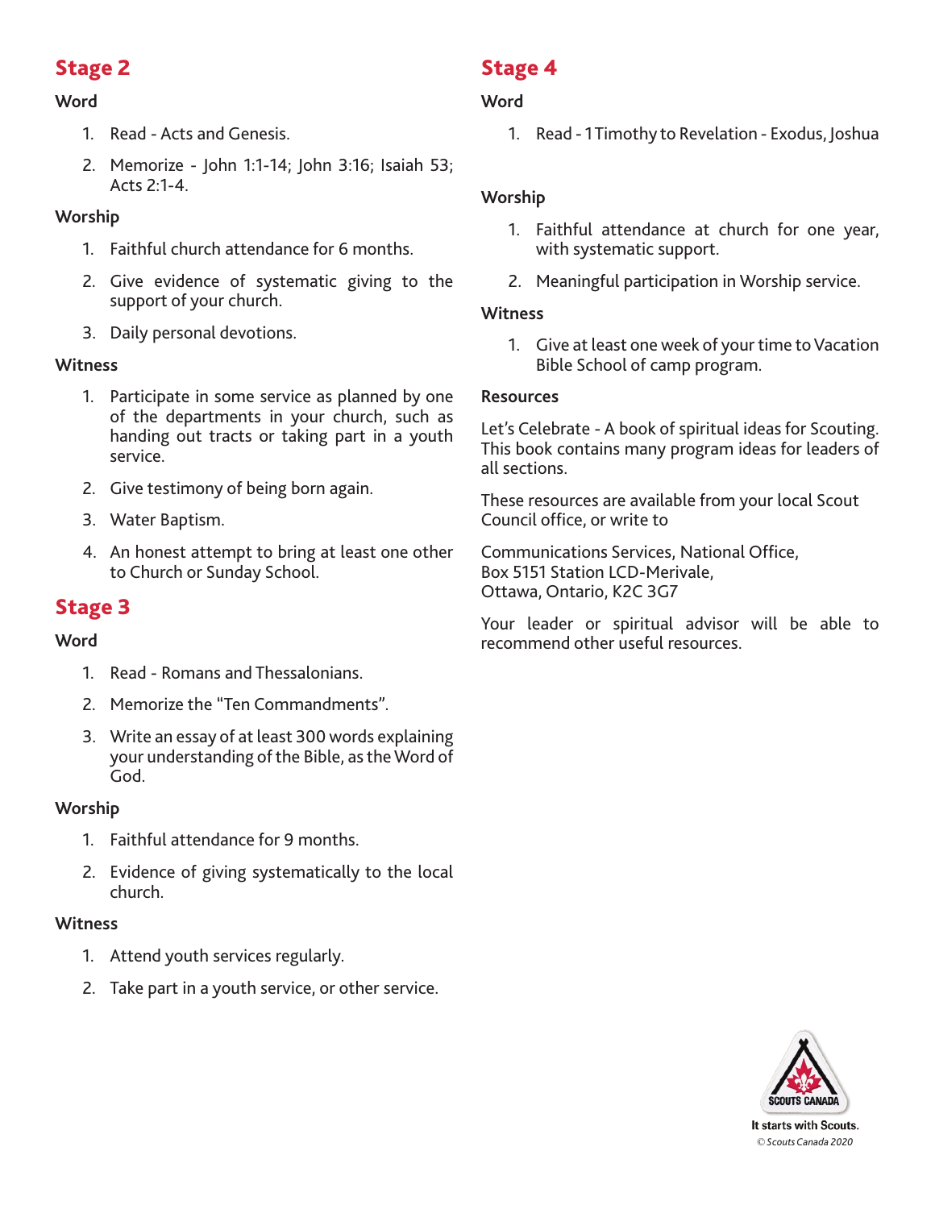## Stage 2

### Word

1. Read - Acts and Genesis.
2. Memorize - John 1:1-14; John 3:16; Isaiah 53; Acts 2:1-4.

### Worship

1. Faithful church attendance for 6 months.
2. Give evidence of systematic giving to the support of your church.
3. Daily personal devotions.

### Witness

1. Participate in some service as planned by one of the departments in your church, such as handing out tracts or taking part in a youth service.
2. Give testimony of being born again.
3. Water Baptism.
4. An honest attempt to bring at least one other to Church or Sunday School.

## Stage 3

### Word

1. Read - Romans and Thessalonians.
2. Memorize the "Ten Commandments".
3. Write an essay of at least 300 words explaining your understanding of the Bible, as the Word of God.

### Worship

1. Faithful attendance for 9 months.
2. Evidence of giving systematically to the local church.

### Witness

1. Attend youth services regularly.
2. Take part in a youth service, or other service.

## Stage 4

### Word

1. Read - 1 Timothy to Revelation - Exodus, Joshua

### Worship

1. Faithful attendance at church for one year, with systematic support.
2. Meaningful participation in Worship service.

### Witness

1. Give at least one week of your time to Vacation Bible School of camp program.

### Resources

Let's Celebrate - A book of spiritual ideas for Scouting. This book contains many program ideas for leaders of all sections.

These resources are available from your local Scout Council office, or write to

Communications Services, National Office,
Box 5151 Station LCD-Merivale,
Ottawa, Ontario, K2C 3G7

Your leader or spiritual advisor will be able to recommend other useful resources.

SCOUTS CANADA

It starts with Scouts.

*© Scouts Canada 2020*